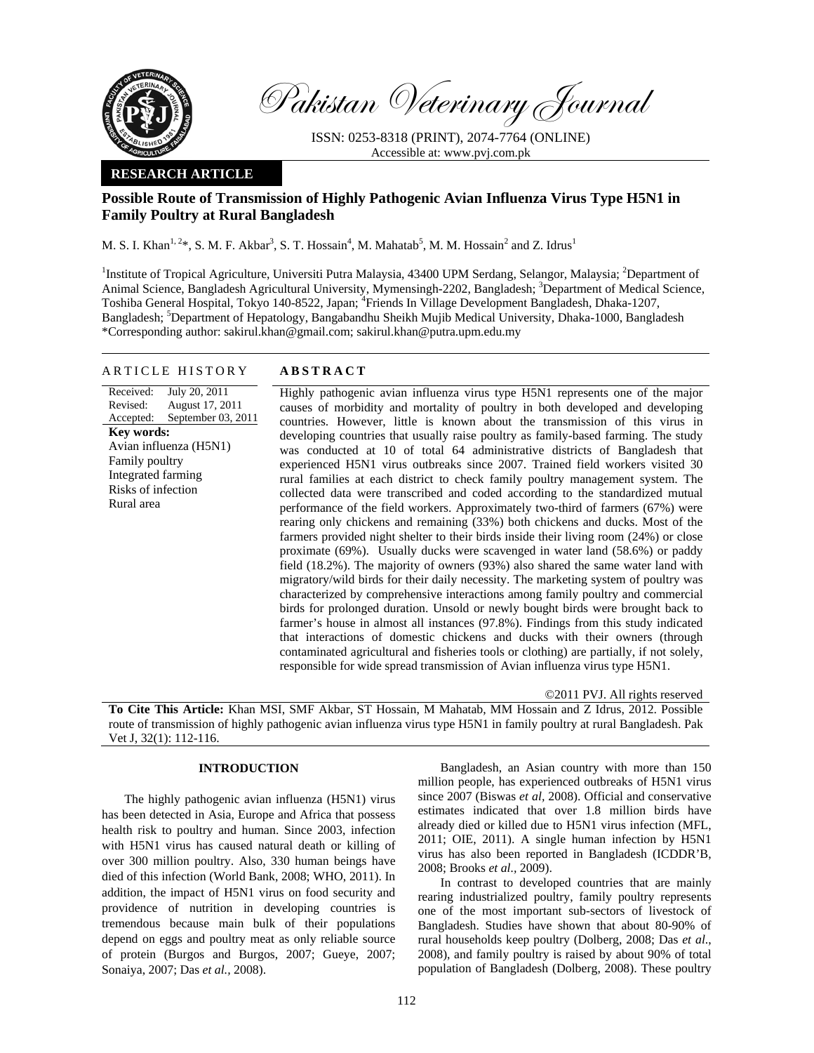Pakistan Veterinary Journal

ISSN: 0253-8318 (PRINT), 2074-7764 (ONLINE)
Accessible at: www.pvj.com.pk

**RESEARCH ARTICLE**

# Possible Route of Transmission of Highly Pathogenic Avian Influenza Virus Type H5N1 in Family Poultry at Rural Bangladesh

M. S. I. Khan[1, 2]*, S. M. F. Akbar[3], S. T. Hossain[4], M. Mahatab[5], M. M. Hossain[2] and Z. Idrus[1]

[1]Institute of Tropical Agriculture, Universiti Putra Malaysia, 43400 UPM Serdang, Selangor, Malaysia; [2]Department of Animal Science, Bangladesh Agricultural University, Mymensingh-2202, Bangladesh; [3]Department of Medical Science, Toshiba General Hospital, Tokyo 140-8522, Japan; [4]Friends In Village Development Bangladesh, Dhaka-1207, Bangladesh; [5]Department of Hepatology, Bangabandhu Sheikh Mujib Medical University, Dhaka-1000, Bangladesh
*Corresponding author: sakirul.khan@gmail.com; sakirul.khan@putra.upm.edu.my

## ARTICLE HISTORY

Received: July 20, 2011
Revised: August 17, 2011
Accepted: September 03, 2011

**Key words:**
Avian influenza (H5N1)
Family poultry
Integrated farming
Risks of infection
Rural area

## ABSTRACT

Highly pathogenic avian influenza virus type H5N1 represents one of the major causes of morbidity and mortality of poultry in both developed and developing countries. However, little is known about the transmission of this virus in developing countries that usually raise poultry as family-based farming. The study was conducted at 10 of total 64 administrative districts of Bangladesh that experienced H5N1 virus outbreaks since 2007. Trained field workers visited 30 rural families at each district to check family poultry management system. The collected data were transcribed and coded according to the standardized mutual performance of the field workers. Approximately two-third of farmers (67%) were rearing only chickens and remaining (33%) both chickens and ducks. Most of the farmers provided night shelter to their birds inside their living room (24%) or close proximate (69%). Usually ducks were scavenged in water land (58.6%) or paddy field (18.2%). The majority of owners (93%) also shared the same water land with migratory/wild birds for their daily necessity. The marketing system of poultry was characterized by comprehensive interactions among family poultry and commercial birds for prolonged duration. Unsold or newly bought birds were brought back to farmer's house in almost all instances (97.8%). Findings from this study indicated that interactions of domestic chickens and ducks with their owners (through contaminated agricultural and fisheries tools or clothing) are partially, if not solely, responsible for wide spread transmission of Avian influenza virus type H5N1.

©2011 PVJ. All rights reserved

**To Cite This Article:** Khan MSI, SMF Akbar, ST Hossain, M Mahatab, MM Hossain and Z Idrus, 2012. Possible route of transmission of highly pathogenic avian influenza virus type H5N1 in family poultry at rural Bangladesh. Pak Vet J, 32(1): 112-116.

## INTRODUCTION

The highly pathogenic avian influenza (H5N1) virus has been detected in Asia, Europe and Africa that possess health risk to poultry and human. Since 2003, infection with H5N1 virus has caused natural death or killing of over 300 million poultry. Also, 330 human beings have died of this infection (World Bank, 2008; WHO, 2011). In addition, the impact of H5N1 virus on food security and providence of nutrition in developing countries is tremendous because main bulk of their populations depend on eggs and poultry meat as only reliable source of protein (Burgos and Burgos, 2007; Gueye, 2007; Sonaiya, 2007; Das *et al.,* 2008).

Bangladesh, an Asian country with more than 150 million people, has experienced outbreaks of H5N1 virus since 2007 (Biswas *et al*, 2008). Official and conservative estimates indicated that over 1.8 million birds have already died or killed due to H5N1 virus infection (MFL, 2011; OIE, 2011). A single human infection by H5N1 virus has also been reported in Bangladesh (ICDDR'B, 2008; Brooks *et al.,* 2009).

In contrast to developed countries that are mainly rearing industrialized poultry, family poultry represents one of the most important sub-sectors of livestock of Bangladesh. Studies have shown that about 80-90% of rural households keep poultry (Dolberg, 2008; Das *et al.*, 2008), and family poultry is raised by about 90% of total population of Bangladesh (Dolberg, 2008). These poultry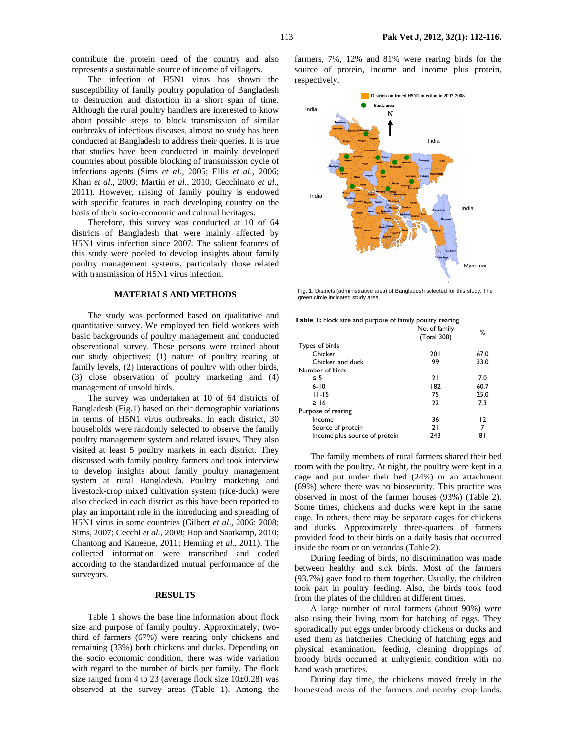contribute the protein need of the country and also represents a sustainable source of income of villagers.

The infection of H5N1 virus has shown the susceptibility of family poultry population of Bangladesh to destruction and distortion in a short span of time. Although the rural poultry handlers are interested to know about possible steps to block transmission of similar outbreaks of infectious diseases, almost no study has been conducted at Bangladesh to address their queries. It is true that studies have been conducted in mainly developed countries about possible blocking of transmission cycle of infections agents (Sims *et al*., 2005; Ellis *et al*., 2006; Khan *et al*., 2009; Martin *et al*., 2010; Cecchinato *et al*., 2011). However, raising of family poultry is endowed with specific features in each developing country on the basis of their socio-economic and cultural heritages.

Therefore, this survey was conducted at 10 of 64 districts of Bangladesh that were mainly affected by H5N1 virus infection since 2007. The salient features of this study were pooled to develop insights about family poultry management systems, particularly those related with transmission of H5N1 virus infection.

## MATERIALS AND METHODS

The study was performed based on qualitative and quantitative survey. We employed ten field workers with basic backgrounds of poultry management and conducted observational survey. These persons were trained about our study objectives; (1) nature of poultry rearing at family levels, (2) interactions of poultry with other birds, (3) close observation of poultry marketing and (4) management of unsold birds.

The survey was undertaken at 10 of 64 districts of Bangladesh (Fig.1) based on their demographic variations in terms of H5N1 virus outbreaks. In each district, 30 households were randomly selected to observe the family poultry management system and related issues. They also visited at least 5 poultry markets in each district. They discussed with family poultry farmers and took interview to develop insights about family poultry management system at rural Bangladesh. Poultry marketing and livestock-crop mixed cultivation system (rice-duck) were also checked in each district as this have been reported to play an important role in the introducing and spreading of H5N1 virus in some countries (Gilbert *et al*., 2006; 2008; Sims, 2007; Cecchi *et al*., 2008; Hop and Saatkamp, 2010; Chantong and Kaneene, 2011; Henning *et al*., 2011). The collected information were transcribed and coded according to the standardized mutual performance of the surveyors.

## RESULTS

Table 1 shows the base line information about flock size and purpose of family poultry. Approximately, two-third of farmers (67%) were rearing only chickens and remaining (33%) both chickens and ducks. Depending on the socio economic condition, there was wide variation with regard to the number of birds per family. The flock size ranged from 4 to 23 (average flock size 10±0.28) was observed at the survey areas (Table 1). Among the farmers, 7%, 12% and 81% were rearing birds for the source of protein, income and income plus protein, respectively.

Fig. 1. Districts (administrative area) of Bangladesh selected for this study. The green circle indicated study area.

**Table 1:** Flock size and purpose of family poultry rearing

| | No. of family (Total 300) | % |
|---|---|---|
| Types of birds | | |
| Chicken | 201 | 67.0 |
| Chicken and duck | 99 | 33.0 |
| Number of birds | | |
| ≤ 5 | 21 | 7.0 |
| 6-10 | 182 | 60.7 |
| 11-15 | 75 | 25.0 |
| ≥ 16 | 22 | 7.3 |
| Purpose of rearing | | |
| Income | 36 | 12 |
| Source of protein | 21 | 7 |
| Income plus source of protein | 243 | 81 |

The family members of rural farmers shared their bed room with the poultry. At night, the poultry were kept in a cage and put under their bed (24%) or an attachment (69%) where there was no biosecurity. This practice was observed in most of the farmer houses (93%) (Table 2). Some times, chickens and ducks were kept in the same cage. In others, there may be separate cages for chickens and ducks. Approximately three-quarters of farmers provided food to their birds on a daily basis that occurred inside the room or on verandas (Table 2).

During feeding of birds, no discrimination was made between healthy and sick birds. Most of the farmers (93.7%) gave food to them together. Usually, the children took part in poultry feeding. Also, the birds took food from the plates of the children at different times.

A large number of rural farmers (about 90%) were also using their living room for hatching of eggs. They sporadically put eggs under broody chickens or ducks and used them as hatcheries. Checking of hatching eggs and physical examination, feeding, cleaning droppings of broody birds occurred at unhygienic condition with no hand wash practices.

During day time, the chickens moved freely in the homestead areas of the farmers and nearby crop lands.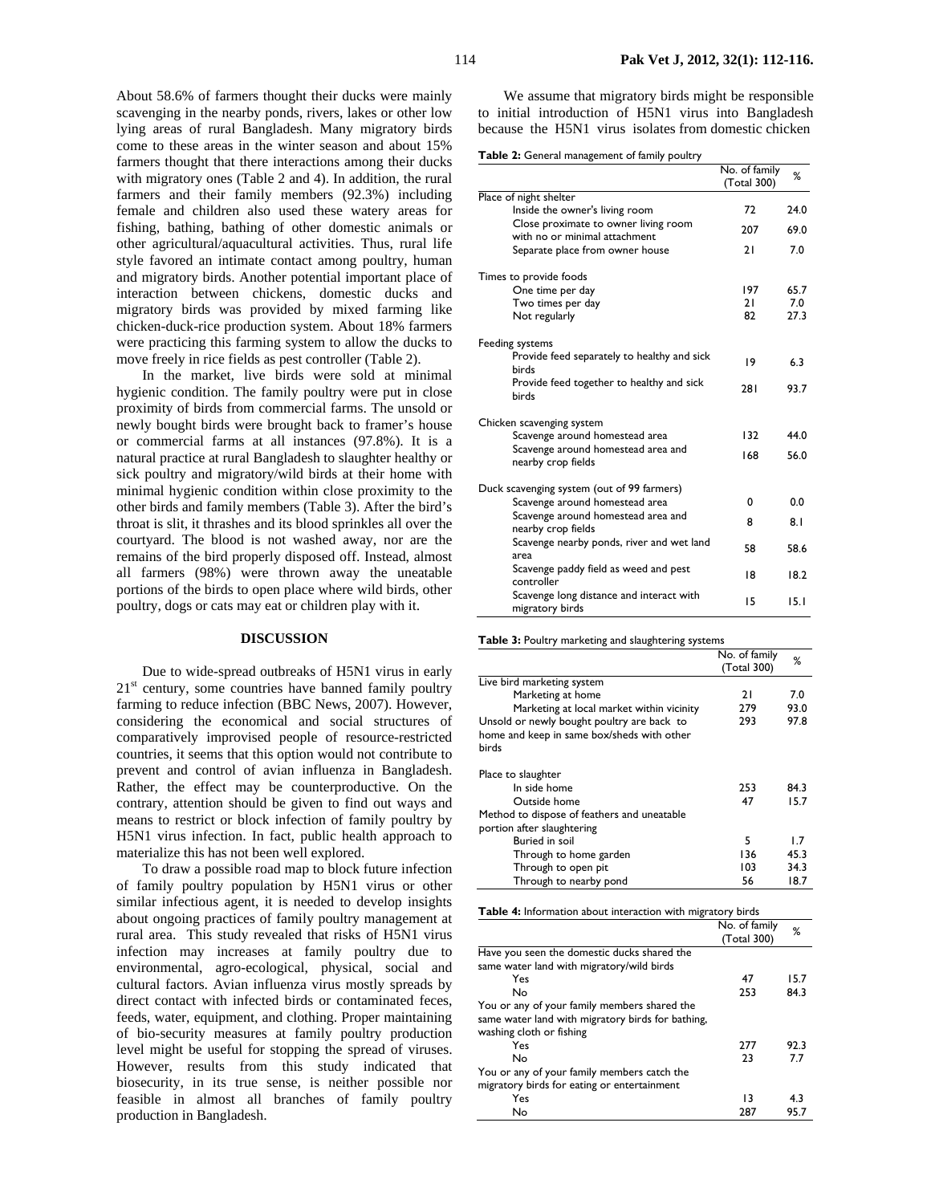About 58.6% of farmers thought their ducks were mainly scavenging in the nearby ponds, rivers, lakes or other low lying areas of rural Bangladesh. Many migratory birds come to these areas in the winter season and about 15% farmers thought that there interactions among their ducks with migratory ones (Table 2 and 4). In addition, the rural farmers and their family members (92.3%) including female and children also used these watery areas for fishing, bathing, bathing of other domestic animals or other agricultural/aquacultural activities. Thus, rural life style favored an intimate contact among poultry, human and migratory birds. Another potential important place of interaction between chickens, domestic ducks and migratory birds was provided by mixed farming like chicken-duck-rice production system. About 18% farmers were practicing this farming system to allow the ducks to move freely in rice fields as pest controller (Table 2).

In the market, live birds were sold at minimal hygienic condition. The family poultry were put in close proximity of birds from commercial farms. The unsold or newly bought birds were brought back to framer's house or commercial farms at all instances (97.8%). It is a natural practice at rural Bangladesh to slaughter healthy or sick poultry and migratory/wild birds at their home with minimal hygienic condition within close proximity to the other birds and family members (Table 3). After the bird's throat is slit, it thrashes and its blood sprinkles all over the courtyard. The blood is not washed away, nor are the remains of the bird properly disposed off. Instead, almost all farmers (98%) were thrown away the uneatable portions of the birds to open place where wild birds, other poultry, dogs or cats may eat or children play with it.

## DISCUSSION

Due to wide-spread outbreaks of H5N1 virus in early 21st century, some countries have banned family poultry farming to reduce infection (BBC News, 2007). However, considering the economical and social structures of comparatively improvised people of resource-restricted countries, it seems that this option would not contribute to prevent and control of avian influenza in Bangladesh. Rather, the effect may be counterproductive. On the contrary, attention should be given to find out ways and means to restrict or block infection of family poultry by H5N1 virus infection. In fact, public health approach to materialize this has not been well explored.

To draw a possible road map to block future infection of family poultry population by H5N1 virus or other similar infectious agent, it is needed to develop insights about ongoing practices of family poultry management at rural area. This study revealed that risks of H5N1 virus infection may increases at family poultry due to environmental, agro-ecological, physical, social and cultural factors. Avian influenza virus mostly spreads by direct contact with infected birds or contaminated feces, feeds, water, equipment, and clothing. Proper maintaining of bio-security measures at family poultry production level might be useful for stopping the spread of viruses. However, results from this study indicated that biosecurity, in its true sense, is neither possible nor feasible in almost all branches of family poultry production in Bangladesh.

We assume that migratory birds might be responsible to initial introduction of H5N1 virus into Bangladesh because the H5N1 virus isolates from domestic chicken

**Table 2:** General management of family poultry

| | No. of family (Total 300) | % |
|---|---|---|
| Place of night shelter | | |
| Inside the owner's living room | 72 | 24.0 |
| Close proximate to owner living room with no or minimal attachment | 207 | 69.0 |
| Separate place from owner house | 21 | 7.0 |
| Times to provide foods | | |
| One time per day | 197 | 65.7 |
| Two times per day | 21 | 7.0 |
| Not regularly | 82 | 27.3 |
| Feeding systems | | |
| Provide feed separately to healthy and sick birds | 19 | 6.3 |
| Provide feed together to healthy and sick birds | 281 | 93.7 |
| Chicken scavenging system | | |
| Scavenge around homestead area | 132 | 44.0 |
| Scavenge around homestead area and nearby crop fields | 168 | 56.0 |
| Duck scavenging system (out of 99 farmers) | | |
| Scavenge around homestead area | 0 | 0.0 |
| Scavenge around homestead area and nearby crop fields | 8 | 8.1 |
| Scavenge nearby ponds, river and wet land area | 58 | 58.6 |
| Scavenge paddy field as weed and pest controller | 18 | 18.2 |
| Scavenge long distance and interact with migratory birds | 15 | 15.1 |

**Table 3:** Poultry marketing and slaughtering systems

| | No. of family (Total 300) | % |
|---|---|---|
| Live bird marketing system | | |
| Marketing at home | 21 | 7.0 |
| Marketing at local market within vicinity | 279 | 93.0 |
| Unsold or newly bought poultry are back to home and keep in same box/sheds with other birds | 293 | 97.8 |
| Place to slaughter | | |
| In side home | 253 | 84.3 |
| Outside home | 47 | 15.7 |
| Method to dispose of feathers and uneatable portion after slaughtering | | |
| Buried in soil | 5 | 1.7 |
| Through to home garden | 136 | 45.3 |
| Through to open pit | 103 | 34.3 |
| Through to nearby pond | 56 | 18.7 |

**Table 4:** Information about interaction with migratory birds

| | No. of family (Total 300) | % |
|---|---|---|
| Have you seen the domestic ducks shared the same water land with migratory/wild birds | | |
| Yes | 47 | 15.7 |
| No | 253 | 84.3 |
| You or any of your family members shared the same water land with migratory birds for bathing, washing cloth or fishing | | |
| Yes | 277 | 92.3 |
| No | 23 | 7.7 |
| You or any of your family members catch the migratory birds for eating or entertainment | | |
| Yes | 13 | 4.3 |
| No | 287 | 95.7 |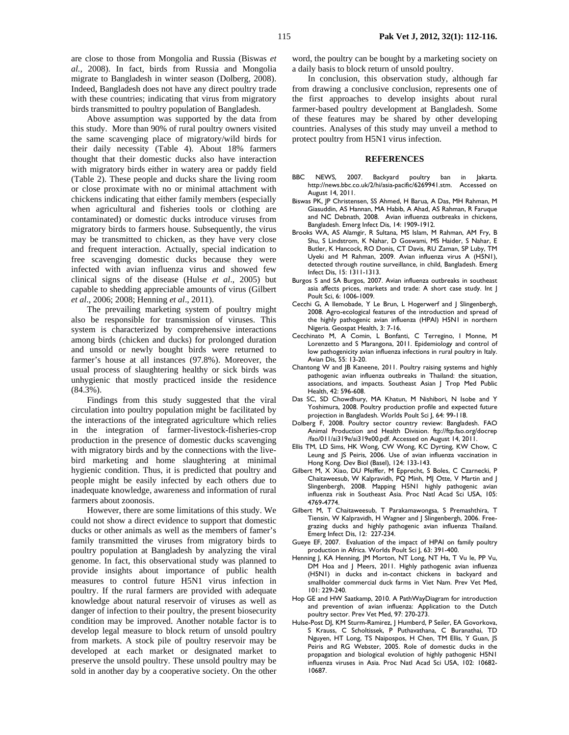are close to those from Mongolia and Russia (Biswas *et al.,* 2008). In fact, birds from Russia and Mongolia migrate to Bangladesh in winter season (Dolberg, 2008). Indeed, Bangladesh does not have any direct poultry trade with these countries; indicating that virus from migratory birds transmitted to poultry population of Bangladesh.

Above assumption was supported by the data from this study. More than 90% of rural poultry owners visited the same scavenging place of migratory/wild birds for their daily necessity (Table 4). About 18% farmers thought that their domestic ducks also have interaction with migratory birds either in watery area or paddy field (Table 2). These people and ducks share the living room or close proximate with no or minimal attachment with chickens indicating that either family members (especially when agricultural and fisheries tools or clothing are contaminated) or domestic ducks introduce viruses from migratory birds to farmers house. Subsequently, the virus may be transmitted to chicken, as they have very close and frequent interaction. Actually, special indication to free scavenging domestic ducks because they were infected with avian influenza virus and showed few clinical signs of the disease (Hulse *et al*., 2005) but capable to shedding appreciable amounts of virus (Gilbert *et al*., 2006; 2008; Henning *et al*., 2011).

The prevailing marketing system of poultry might also be responsible for transmission of viruses. This system is characterized by comprehensive interactions among birds (chicken and ducks) for prolonged duration and unsold or newly bought birds were returned to farmer's house at all instances (97.8%). Moreover, the usual process of slaughtering healthy or sick birds was unhygienic that mostly practiced inside the residence (84.3%).

Findings from this study suggested that the viral circulation into poultry population might be facilitated by the interactions of the integrated agriculture which relies in the integration of farmer-livestock-fisheries-crop production in the presence of domestic ducks scavenging with migratory birds and by the connections with the live-bird marketing and home slaughtering at minimal hygienic condition. Thus, it is predicted that poultry and people might be easily infected by each others due to inadequate knowledge, awareness and information of rural farmers about zoonosis.

However, there are some limitations of this study. We could not show a direct evidence to support that domestic ducks or other animals as well as the members of famer's family transmitted the viruses from migratory birds to poultry population at Bangladesh by analyzing the viral genome. In fact, this observational study was planned to provide insights about importance of public health measures to control future H5N1 virus infection in poultry. If the rural farmers are provided with adequate knowledge about natural reservoir of viruses as well as danger of infection to their poultry, the present biosecurity condition may be improved. Another notable factor is to develop legal measure to block return of unsold poultry from markets. A stock pile of poultry reservoir may be developed at each market or designated market to preserve the unsold poultry. These unsold poultry may be sold in another day by a cooperative society. On the other word, the poultry can be bought by a marketing society on a daily basis to block return of unsold poultry.

In conclusion, this observation study, although far from drawing a conclusive conclusion, represents one of the first approaches to develop insights about rural farmer-based poultry development at Bangladesh. Some of these features may be shared by other developing countries. Analyses of this study may unveil a method to protect poultry from H5N1 virus infection.

## REFERENCES

- BBC NEWS, 2007. Backyard poultry ban in Jakarta. http://news.bbc.co.uk/2/hi/asia-pacific/6269941.stm. Accessed on August 14, 2011.
- Biswas PK, JP Christensen, SS Ahmed, H Barua, A Das, MH Rahman, M Giasuddin, AS Hannan, MA Habib, A Ahad, AS Rahman, R Faruque and NC Debnath, 2008. Avian influenza outbreaks in chickens, Bangladesh. Emerg Infect Dis, 14: 1909-1912.
- Brooks WA, AS Alamgir, R Sultana, MS Islam, M Rahman, AM Fry, B Shu, S Lindstrom, K Nahar, D Goswami, MS Haider, S Nahar, E Butler, K Hancock, RO Donis, CT Davis, RU Zaman, SP Luby, TM Uyeki and M Rahman, 2009. Avian influenza virus A (H5N1), detected through routine surveillance, in child, Bangladesh. Emerg Infect Dis, 15: 1311-1313.
- Burgos S and SA Burgos, 2007. Avian influenza outbreaks in southeast asia affects prices, markets and trade: A short case study. Int J Poult Sci, 6: 1006-1009.
- Cecchi G, A Ilemobade, Y Le Brun, L Hogerwerf and J Slingenbergh, 2008. Agro-ecological features of the introduction and spread of the highly pathogenic avian influenza (HPAI) H5N1 in northern Nigeria. Geospat Health, 3: 7-16.
- Cecchinato M, A Comin, L Bonfanti, C Terregino, I Monne, M Lorenzetto and S Marangona, 2011. Epidemiology and control of low pathogenicity avian influenza infections in rural poultry in Italy. Avian Dis, 55: 13-20.
- Chantong W and JB Kaneene, 2011. Poultry raising systems and highly pathogenic avian influenza outbreaks in Thailand: the situation, associations, and impacts. Southeast Asian J Trop Med Public Health, 42: 596-608.
- Das SC, SD Chowdhury, MA Khatun, M Nishibori, N Isobe and Y Yoshimura, 2008. Poultry production profile and expected future projection in Bangladesh. Worlds Poult Sci J, 64: 99-118.
- Dolberg F, 2008. Poultry sector country review: Bangladesh. FAO Animal Production and Health Division. ftp://ftp.fao.org/docrep /fao/011/ai319e/ai319e00.pdf. Accessed on August 14, 2011.
- Ellis TM, LD Sims, HK Wong, CW Wong, KC Dyrting, KW Chow, C Leung and JS Peiris, 2006. Use of avian influenza vaccination in Hong Kong. Dev Biol (Basel), 124: 133-143.
- Gilbert M, X Xiao, DU Pfeiffer, M Epprecht, S Boles, C Czarnecki, P Chaitaweesub, W Kalpravidh, PQ Minh, MJ Otte, V Martin and J Slingenbergh, 2008. Mapping H5N1 highly pathogenic avian influenza risk in Southeast Asia. Proc Natl Acad Sci USA, 105: 4769-4774.
- Gilbert M, T Chaitaweesub, T Parakamawongsa, S Premashthira, T Tiensin, W Kalpravidh, H Wagner and J Slingenbergh, 2006. Free-grazing ducks and highly pathogenic avian influenza Thailand. Emerg Infect Dis, 12: 227-234.
- Gueye EF, 2007. Evaluation of the impact of HPAI on family poultry production in Africa. Worlds Poult Sci J, 63: 391-400.
- Henning J, KA Henning, JM Morton, NT Long, NT Ha, T Vu le, PP Vu, DM Hoa and J Meers, 2011. Highly pathogenic avian influenza (H5N1) in ducks and in-contact chickens in backyard and smallholder commercial duck farms in Viet Nam. Prev Vet Med, 101: 229-240.
- Hop GE and HW Saatkamp, 2010. A PathWayDiagram for introduction and prevention of avian influenza: Application to the Dutch poultry sector. Prev Vet Med, 97: 270-273.
- Hulse-Post DJ, KM Sturm-Ramirez, J Humberd, P Seiler, EA Govorkova, S Krauss, C Scholtissek, P Puthavathana, C Buranathai, TD Nguyen, HT Long, TS Naipospos, H Chen, TM Ellis, Y Guan, JS Peiris and RG Webster, 2005. Role of domestic ducks in the propagation and biological evolution of highly pathogenic H5N1 influenza viruses in Asia. Proc Natl Acad Sci USA, 102: 10682-10687.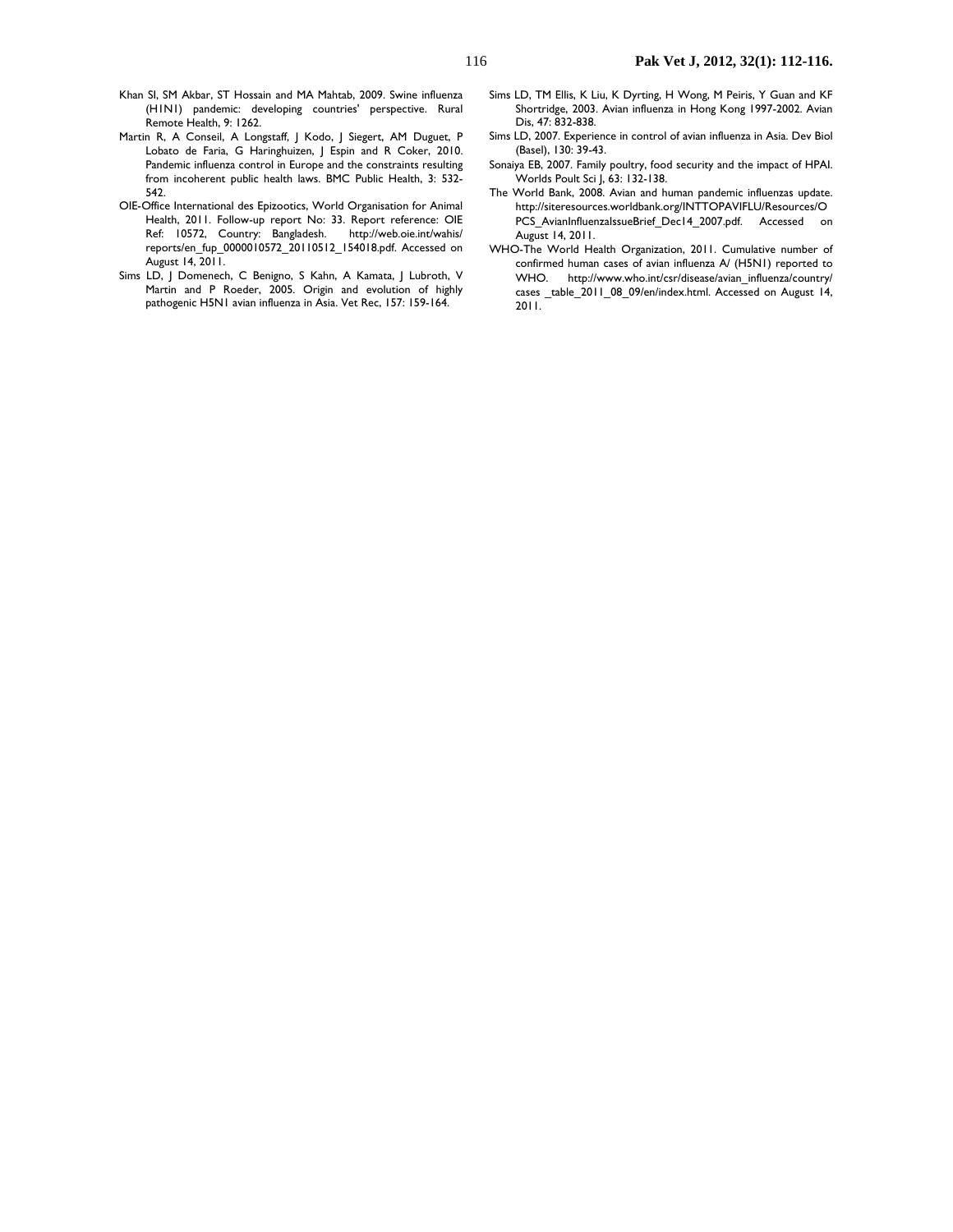Khan SI, SM Akbar, ST Hossain and MA Mahtab, 2009. Swine influenza (H1N1) pandemic: developing countries' perspective. Rural Remote Health, 9: 1262.

Martin R, A Conseil, A Longstaff, J Kodo, J Siegert, AM Duguet, P Lobato de Faria, G Haringhuizen, J Espin and R Coker, 2010. Pandemic influenza control in Europe and the constraints resulting from incoherent public health laws. BMC Public Health, 3: 532-542.

OIE-Office International des Epizootics, World Organisation for Animal Health, 2011. Follow-up report No: 33. Report reference: OIE Ref: 10572, Country: Bangladesh. http://web.oie.int/wahis/reports/en_fup_0000010572_20110512_154018.pdf. Accessed on August 14, 2011.

Sims LD, J Domenech, C Benigno, S Kahn, A Kamata, J Lubroth, V Martin and P Roeder, 2005. Origin and evolution of highly pathogenic H5N1 avian influenza in Asia. Vet Rec, 157: 159-164.

Sims LD, TM Ellis, K Liu, K Dyrting, H Wong, M Peiris, Y Guan and KF Shortridge, 2003. Avian influenza in Hong Kong 1997-2002. Avian Dis, 47: 832-838.

Sims LD, 2007. Experience in control of avian influenza in Asia. Dev Biol (Basel), 130: 39-43.

Sonaiya EB, 2007. Family poultry, food security and the impact of HPAI. Worlds Poult Sci J, 63: 132-138.

The World Bank, 2008. Avian and human pandemic influenzas update. http://siteresources.worldbank.org/INTTOPAVIFLU/Resources/OPCS_AvianInfluenzaIssueBrief_Dec14_2007.pdf. Accessed on August 14, 2011.

WHO-The World Health Organization, 2011. Cumulative number of confirmed human cases of avian influenza A/ (H5N1) reported to WHO. http://www.who.int/csr/disease/avian_influenza/country/cases _table_2011_08_09/en/index.html. Accessed on August 14, 2011.